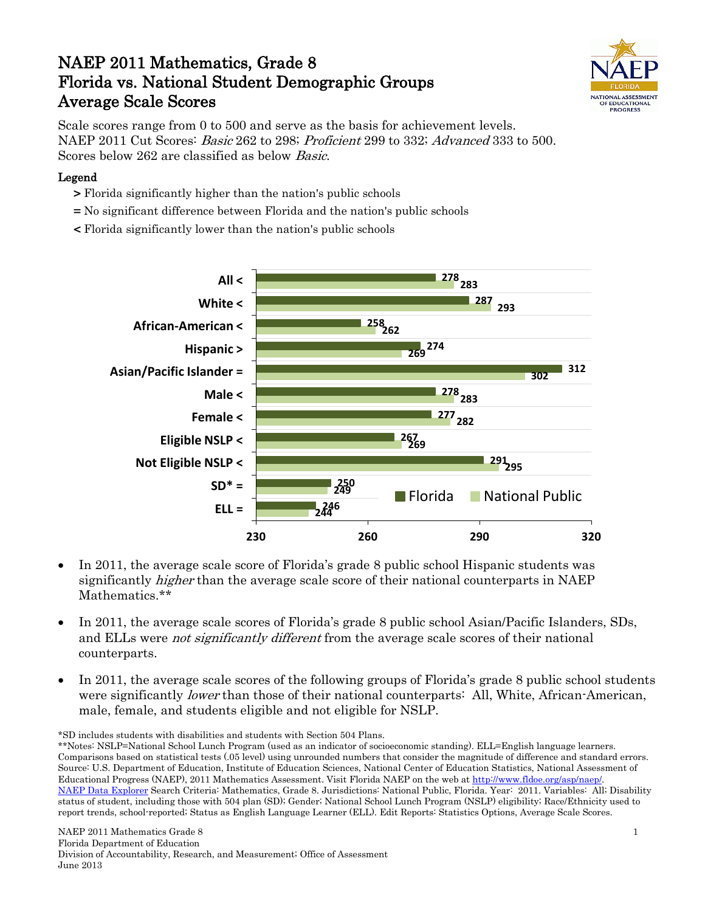# NAEP 2011 Mathematics, Grade 8
# Florida vs. National Student Demographic Groups
# Average Scale Scores

Scale scores range from 0 to 500 and serve as the basis for achievement levels.
NAEP 2011 Cut Scores: *Basic* 262 to 298; *Proficient* 299 to 332; *Advanced* 333 to 500.
Scores below 262 are classified as below *Basic*.

**Legend**

- **>** Florida significantly higher than the nation's public schools
- **=** No significant difference between Florida and the nation's public schools
- **<** Florida significantly lower than the nation's public schools

| Group | Florida | National Public |
|---|---|---|
| All < | 278 | 283 |
| White < | 287 | 293 |
| African-American < | 258 | 262 |
| Hispanic > | 274 | 269 |
| Asian/Pacific Islander = | 312 | 302 |
| Male < | 278 | 283 |
| Female < | 277 | 282 |
| Eligible NSLP < | 267 | 269 |
| Not Eligible NSLP < | 291 | 295 |
| SD* = | 250 | 249 |
| ELL = | 246 | 244 |

- In 2011, the average scale score of Florida's grade 8 public school Hispanic students was significantly *higher* than the average scale score of their national counterparts in NAEP Mathematics.**
- In 2011, the average scale scores of Florida's grade 8 public school Asian/Pacific Islanders, SDs, and ELLs were *not significantly different* from the average scale scores of their national counterparts.
- In 2011, the average scale scores of the following groups of Florida's grade 8 public school students were significantly *lower* than those of their national counterparts: All, White, African-American, male, female, and students eligible and not eligible for NSLP.

*SD includes students with disabilities and students with Section 504 Plans.
**Notes: NSLP=National School Lunch Program (used as an indicator of socioeconomic standing). ELL=English language learners. Comparisons based on statistical tests (.05 level) using unrounded numbers that consider the magnitude of difference and standard errors. Source: U.S. Department of Education, Institute of Education Sciences, National Center of Education Statistics, National Assessment of Educational Progress (NAEP), 2011 Mathematics Assessment. Visit Florida NAEP on the web at http://www.fldoe.org/asp/naep/. NAEP Data Explorer Search Criteria: Mathematics, Grade 8. Jurisdictions: National Public, Florida. Year: 2011. Variables: All; Disability status of student, including those with 504 plan (SD); Gender; National School Lunch Program (NSLP) eligibility; Race/Ethnicity used to report trends, school-reported; Status as English Language Learner (ELL). Edit Reports: Statistics Options, Average Scale Scores.

NAEP 2011 Mathematics Grade 8
Florida Department of Education
Division of Accountability, Research, and Measurement; Office of Assessment
June 2013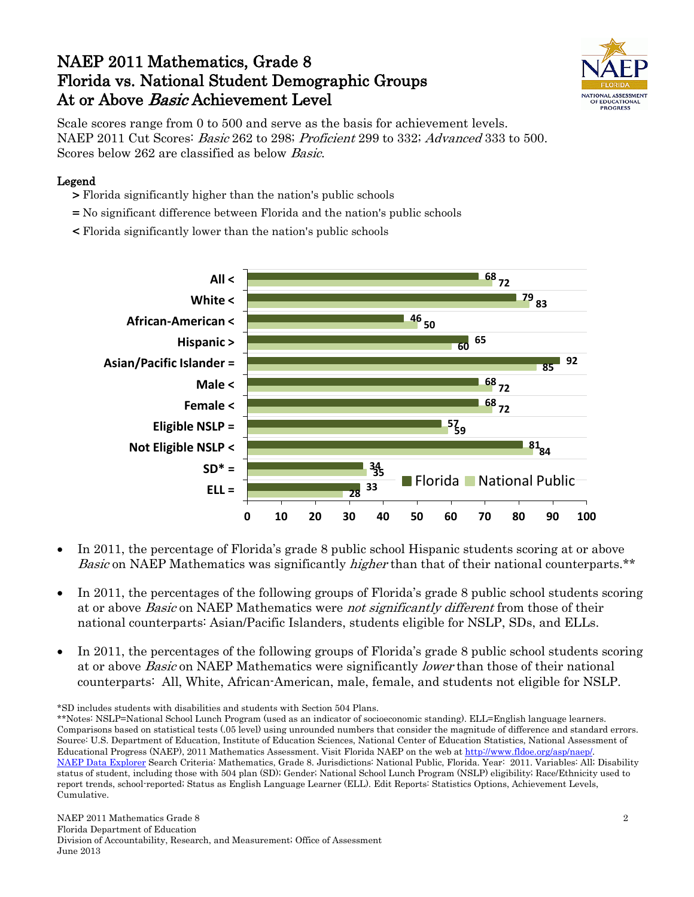# NAEP 2011 Mathematics, Grade 8
# Florida vs. National Student Demographic Groups
# At or Above *Basic* Achievement Level

Scale scores range from 0 to 500 and serve as the basis for achievement levels.
NAEP 2011 Cut Scores: *Basic* 262 to 298; *Proficient* 299 to 332; *Advanced* 333 to 500.
Scores below 262 are classified as below *Basic*.

**Legend**

- **>** Florida significantly higher than the nation's public schools
- **=** No significant difference between Florida and the nation's public schools
- **<** Florida significantly lower than the nation's public schools

| Group | Florida | National Public |
|---|---|---|
| All < | 68 | 72 |
| White < | 79 | 83 |
| African-American < | 46 | 50 |
| Hispanic > | 65 | 60 |
| Asian/Pacific Islander = | 92 | 85 |
| Male < | 68 | 72 |
| Female < | 68 | 72 |
| Eligible NSLP = | 57 | 59 |
| Not Eligible NSLP < | 81 | 84 |
| SD* = | 34 | 35 |
| ELL = | 33 | 28 |

- In 2011, the percentage of Florida's grade 8 public school Hispanic students scoring at or above *Basic* on NAEP Mathematics was significantly *higher* than that of their national counterparts.**
- In 2011, the percentages of the following groups of Florida's grade 8 public school students scoring at or above *Basic* on NAEP Mathematics were *not significantly different* from those of their national counterparts: Asian/Pacific Islanders, students eligible for NSLP, SDs, and ELLs.
- In 2011, the percentages of the following groups of Florida's grade 8 public school students scoring at or above *Basic* on NAEP Mathematics were significantly *lower* than those of their national counterparts: All, White, African-American, male, female, and students not eligible for NSLP.

*SD includes students with disabilities and students with Section 504 Plans.
**Notes: NSLP=National School Lunch Program (used as an indicator of socioeconomic standing). ELL=English language learners. Comparisons based on statistical tests (.05 level) using unrounded numbers that consider the magnitude of difference and standard errors. Source: U.S. Department of Education, Institute of Education Sciences, National Center of Education Statistics, National Assessment of Educational Progress (NAEP), 2011 Mathematics Assessment. Visit Florida NAEP on the web at http://www.fldoe.org/asp/naep/. NAEP Data Explorer Search Criteria: Mathematics, Grade 8. Jurisdictions: National Public, Florida. Year: 2011. Variables: All; Disability status of student, including those with 504 plan (SD); Gender; National School Lunch Program (NSLP) eligibility; Race/Ethnicity used to report trends, school-reported; Status as English Language Learner (ELL). Edit Reports: Statistics Options, Achievement Levels, Cumulative.

NAEP 2011 Mathematics Grade 8
Florida Department of Education
Division of Accountability, Research, and Measurement; Office of Assessment
June 2013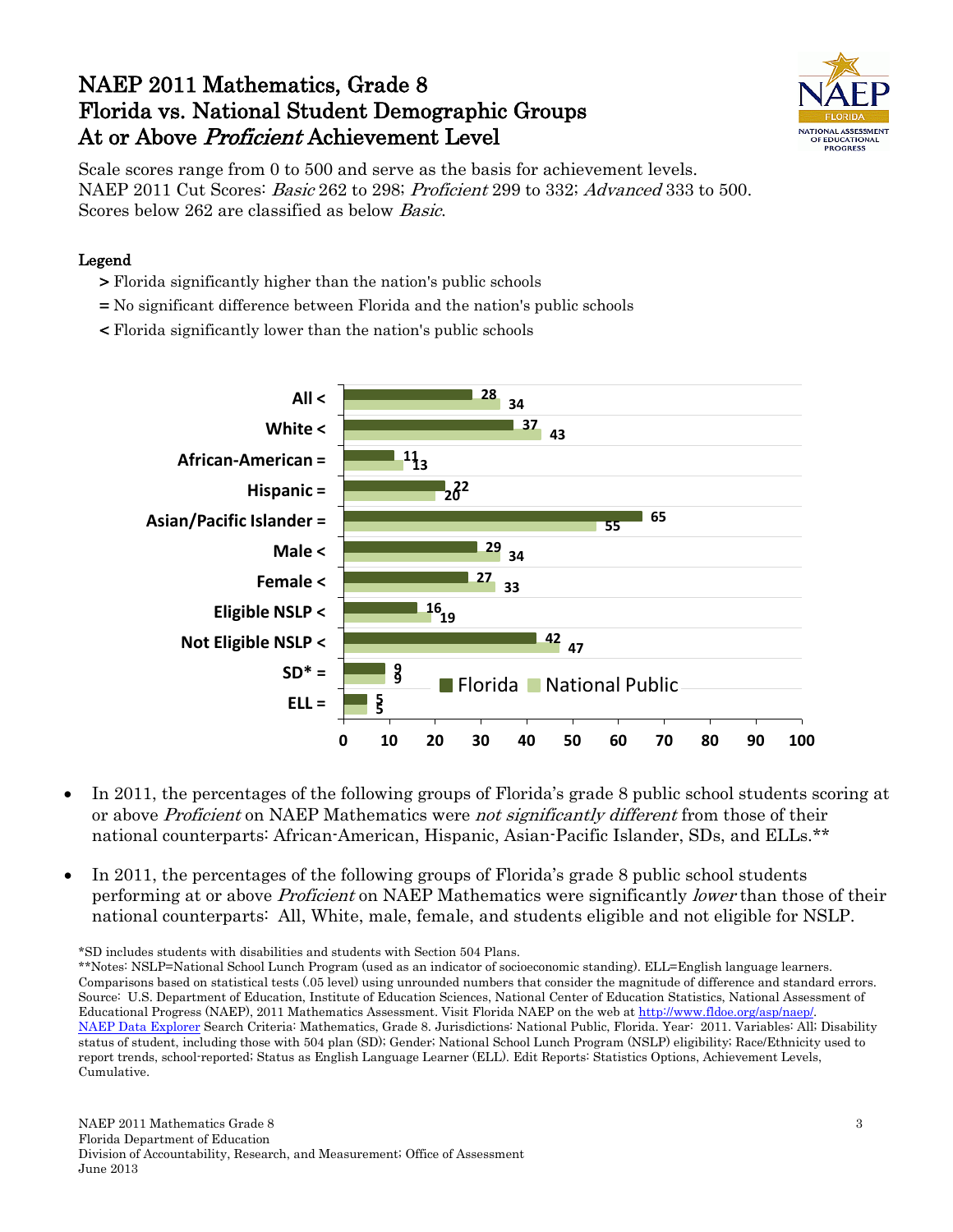# NAEP 2011 Mathematics, Grade 8
## Florida vs. National Student Demographic Groups
## At or Above *Proficient* Achievement Level

Scale scores range from 0 to 500 and serve as the basis for achievement levels.
NAEP 2011 Cut Scores: *Basic* 262 to 298; *Proficient* 299 to 332; *Advanced* 333 to 500.
Scores below 262 are classified as below *Basic*.

**Legend**

> Florida significantly higher than the nation's public schools
= No significant difference between Florida and the nation's public schools
< Florida significantly lower than the nation's public schools

All <
28
34
White <
37
43
African-American =
11
13
Hispanic =
22
20
Asian/Pacific Islander =
65
55
Male <
29
34
Female <
27
33
Eligible NSLP <
16
19
Not Eligible NSLP <
42
47
SD* =
9
9
ELL =
5
5

Florida
National Public

0 10 20 30 40 50 60 70 80 90 100

- In 2011, the percentages of the following groups of Florida's grade 8 public school students scoring at or above *Proficient* on NAEP Mathematics were *not significantly different* from those of their national counterparts: African-American, Hispanic, Asian-Pacific Islander, SDs, and ELLs.**
- In 2011, the percentages of the following groups of Florida's grade 8 public school students performing at or above *Proficient* on NAEP Mathematics were significantly *lower* than those of their national counterparts: All, White, male, female, and students eligible and not eligible for NSLP.

*SD includes students with disabilities and students with Section 504 Plans.
**Notes: NSLP=National School Lunch Program (used as an indicator of socioeconomic standing). ELL=English language learners. Comparisons based on statistical tests (.05 level) using unrounded numbers that consider the magnitude of difference and standard errors. Source: U.S. Department of Education, Institute of Education Sciences, National Center of Education Statistics, National Assessment of Educational Progress (NAEP), 2011 Mathematics Assessment. Visit Florida NAEP on the web at http://www.fldoe.org/asp/naep/. NAEP Data Explorer Search Criteria: Mathematics, Grade 8. Jurisdictions: National Public, Florida. Year: 2011. Variables: All; Disability status of student, including those with 504 plan (SD); Gender; National School Lunch Program (NSLP) eligibility; Race/Ethnicity used to report trends, school-reported; Status as English Language Learner (ELL). Edit Reports: Statistics Options, Achievement Levels, Cumulative.